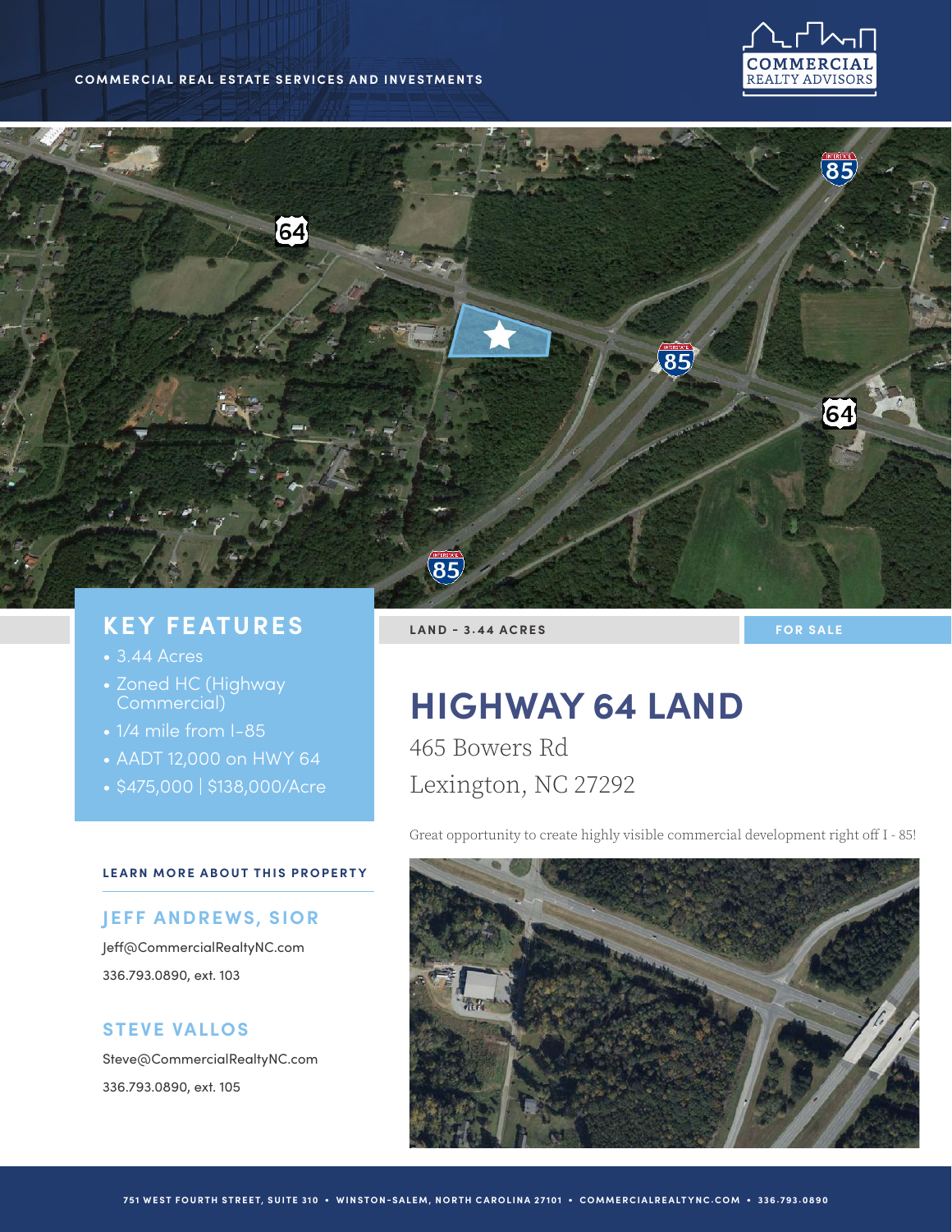COMMERCIAL REAL ESTATE SERVICES AND INVESTMENTS

COMMERCIAL REALTY ADVISORS

## KEY FEATURES

- 3.44 Acres
- Zoned HC (Highway Commercial)
- 1/4 mile from I-85
- AADT 12,000 on HWY 64
- $475,000 | $138,000/Acre

LAND - 3.44 ACRES

FOR SALE

# HIGHWAY 64 LAND

465 Bowers Rd

Lexington, NC 27292

Great opportunity to create highly visible commercial development right off I - 85!

### LEARN MORE ABOUT THIS PROPERTY

**JEFF ANDREWS, SIOR**

Jeff@CommercialRealtyNC.com

336.793.0890, ext. 103

**STEVE VALLOS**

Steve@CommercialRealtyNC.com

336.793.0890, ext. 105

751 WEST FOURTH STREET, SUITE 310 • WINSTON-SALEM, NORTH CAROLINA 27101 • COMMERCIALREALTYNC.COM • 336.793.0890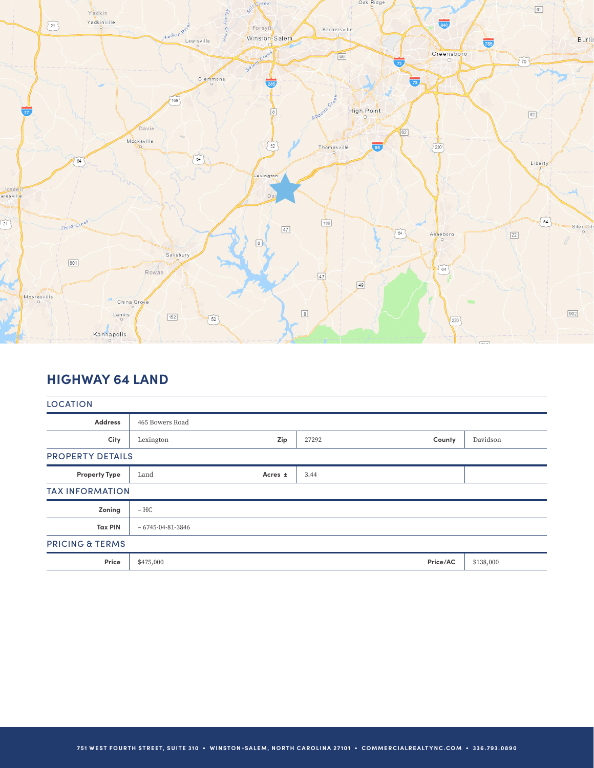## HIGHWAY 64 LAND

### LOCATION

| | | | | | |
|---|---|---|---|---|---|
| **Address** | 465 Bowers Road | | | | |
| **City** | Lexington | **Zip** | 27292 | **County** | Davidson |

### PROPERTY DETAILS

| | | | |
|---|---|---|---|
| **Property Type** | Land | **Acres ±** | 3.44 |

### TAX INFORMATION

| | |
|---|---|
| **Zoning** | – HC |
| **Tax PIN** | – 6745-04-81-3846 |

### PRICING & TERMS

| | | | |
|---|---|---|---|
| **Price** | $475,000 | **Price/AC** | $138,000 |

751 WEST FOURTH STREET, SUITE 310 • WINSTON-SALEM, NORTH CAROLINA 27101 • COMMERCIALREALTYNC.COM • 336.793.0890